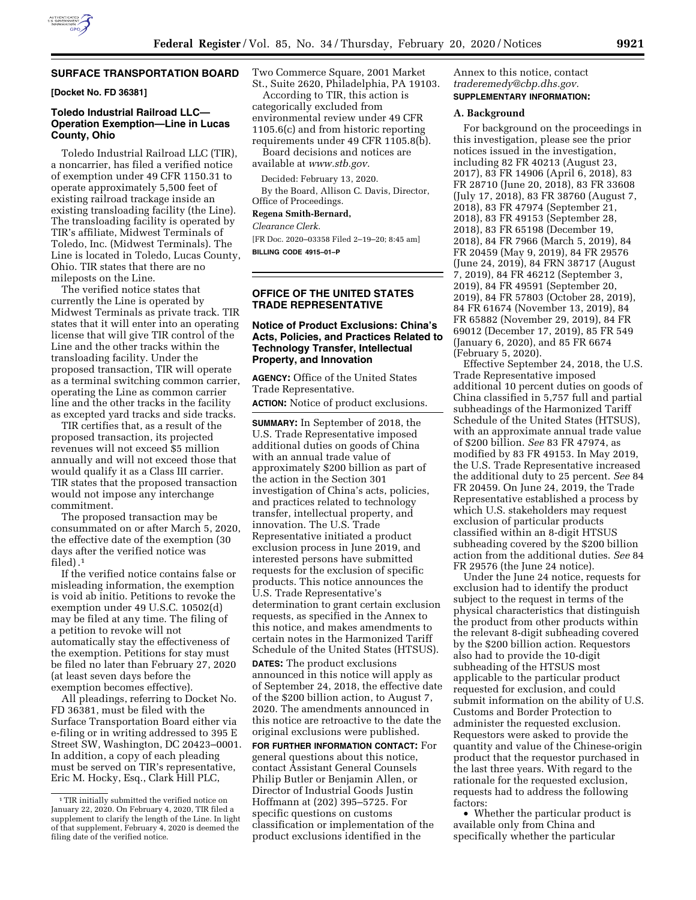## SURFACE TRANSPORTATION BOARD

**[Docket No. FD 36381]**

### Toledo Industrial Railroad LLC—Operation Exemption—Line in Lucas County, Ohio

Toledo Industrial Railroad LLC (TIR), a noncarrier, has filed a verified notice of exemption under 49 CFR 1150.31 to operate approximately 5,500 feet of existing railroad trackage inside an existing transloading facility (the Line). The transloading facility is operated by TIR's affiliate, Midwest Terminals of Toledo, Inc. (Midwest Terminals). The Line is located in Toledo, Lucas County, Ohio. TIR states that there are no mileposts on the Line.

The verified notice states that currently the Line is operated by Midwest Terminals as private track. TIR states that it will enter into an operating license that will give TIR control of the Line and the other tracks within the transloading facility. Under the proposed transaction, TIR will operate as a terminal switching common carrier, operating the Line as common carrier line and the other tracks in the facility as excepted yard tracks and side tracks.

TIR certifies that, as a result of the proposed transaction, its projected revenues will not exceed $5 million annually and will not exceed those that would qualify it as a Class III carrier. TIR states that the proposed transaction would not impose any interchange commitment.

The proposed transaction may be consummated on or after March 5, 2020, the effective date of the exemption (30 days after the verified notice was filed).[1]

If the verified notice contains false or misleading information, the exemption is void ab initio. Petitions to revoke the exemption under 49 U.S.C. 10502(d) may be filed at any time. The filing of a petition to revoke will not automatically stay the effectiveness of the exemption. Petitions for stay must be filed no later than February 27, 2020 (at least seven days before the exemption becomes effective).

All pleadings, referring to Docket No. FD 36381, must be filed with the Surface Transportation Board either via e-filing or in writing addressed to 395 E Street SW, Washington, DC 20423–0001. In addition, a copy of each pleading must be served on TIR's representative, Eric M. Hocky, Esq., Clark Hill PLC, Two Commerce Square, 2001 Market St., Suite 2620, Philadelphia, PA 19103.

According to TIR, this action is categorically excluded from environmental review under 49 CFR 1105.6(c) and from historic reporting requirements under 49 CFR 1105.8(b).

Board decisions and notices are available at *www.stb.gov.*

Decided: February 13, 2020.

By the Board, Allison C. Davis, Director, Office of Proceedings.

**Regena Smith-Bernard,**

*Clearance Clerk.*

[FR Doc. 2020–03358 Filed 2–19–20; 8:45 am]

**BILLING CODE 4915–01–P**

[1] TIR initially submitted the verified notice on January 22, 2020. On February 4, 2020, TIR filed a supplement to clarify the length of the Line. In light of that supplement, February 4, 2020 is deemed the filing date of the verified notice.

## OFFICE OF THE UNITED STATES TRADE REPRESENTATIVE

### Notice of Product Exclusions: China's Acts, Policies, and Practices Related to Technology Transfer, Intellectual Property, and Innovation

**AGENCY:** Office of the United States Trade Representative.

**ACTION:** Notice of product exclusions.

**SUMMARY:** In September of 2018, the U.S. Trade Representative imposed additional duties on goods of China with an annual trade value of approximately $200 billion as part of the action in the Section 301 investigation of China's acts, policies, and practices related to technology transfer, intellectual property, and innovation. The U.S. Trade Representative initiated a product exclusion process in June 2019, and interested persons have submitted requests for the exclusion of specific products. This notice announces the U.S. Trade Representative's determination to grant certain exclusion requests, as specified in the Annex to this notice, and makes amendments to certain notes in the Harmonized Tariff Schedule of the United States (HTSUS).

**DATES:** The product exclusions announced in this notice will apply as of September 24, 2018, the effective date of the $200 billion action, to August 7, 2020. The amendments announced in this notice are retroactive to the date the original exclusions were published.

**FOR FURTHER INFORMATION CONTACT:** For general questions about this notice, contact Assistant General Counsels Philip Butler or Benjamin Allen, or Director of Industrial Goods Justin Hoffmann at (202) 395–5725. For specific questions on customs classification or implementation of the product exclusions identified in the Annex to this notice, contact *traderemedy@cbp.dhs.gov.*

**SUPPLEMENTARY INFORMATION:**

#### A. Background

For background on the proceedings in this investigation, please see the prior notices issued in the investigation, including 82 FR 40213 (August 23, 2017), 83 FR 14906 (April 6, 2018), 83 FR 28710 (June 20, 2018), 83 FR 33608 (July 17, 2018), 83 FR 38760 (August 7, 2018), 83 FR 47974 (September 21, 2018), 83 FR 49153 (September 28, 2018), 83 FR 65198 (December 19, 2018), 84 FR 7966 (March 5, 2019), 84 FR 20459 (May 9, 2019), 84 FR 29576 (June 24, 2019), 84 FRN 38717 (August 7, 2019), 84 FR 46212 (September 3, 2019), 84 FR 49591 (September 20, 2019), 84 FR 57803 (October 28, 2019), 84 FR 61674 (November 13, 2019), 84 FR 65882 (November 29, 2019), 84 FR 69012 (December 17, 2019), 85 FR 549 (January 6, 2020), and 85 FR 6674 (February 5, 2020).

Effective September 24, 2018, the U.S. Trade Representative imposed additional 10 percent duties on goods of China classified in 5,757 full and partial subheadings of the Harmonized Tariff Schedule of the United States (HTSUS), with an approximate annual trade value of $200 billion. *See* 83 FR 47974, as modified by 83 FR 49153. In May 2019, the U.S. Trade Representative increased the additional duty to 25 percent. *See* 84 FR 20459. On June 24, 2019, the Trade Representative established a process by which U.S. stakeholders may request exclusion of particular products classified within an 8-digit HTSUS subheading covered by the $200 billion action from the additional duties. *See* 84 FR 29576 (the June 24 notice).

Under the June 24 notice, requests for exclusion had to identify the product subject to the request in terms of the physical characteristics that distinguish the product from other products within the relevant 8-digit subheading covered by the $200 billion action. Requestors also had to provide the 10-digit subheading of the HTSUS most applicable to the particular product requested for exclusion, and could submit information on the ability of U.S. Customs and Border Protection to administer the requested exclusion. Requestors were asked to provide the quantity and value of the Chinese-origin product that the requestor purchased in the last three years. With regard to the rationale for the requested exclusion, requests had to address the following factors:

- Whether the particular product is available only from China and specifically whether the particular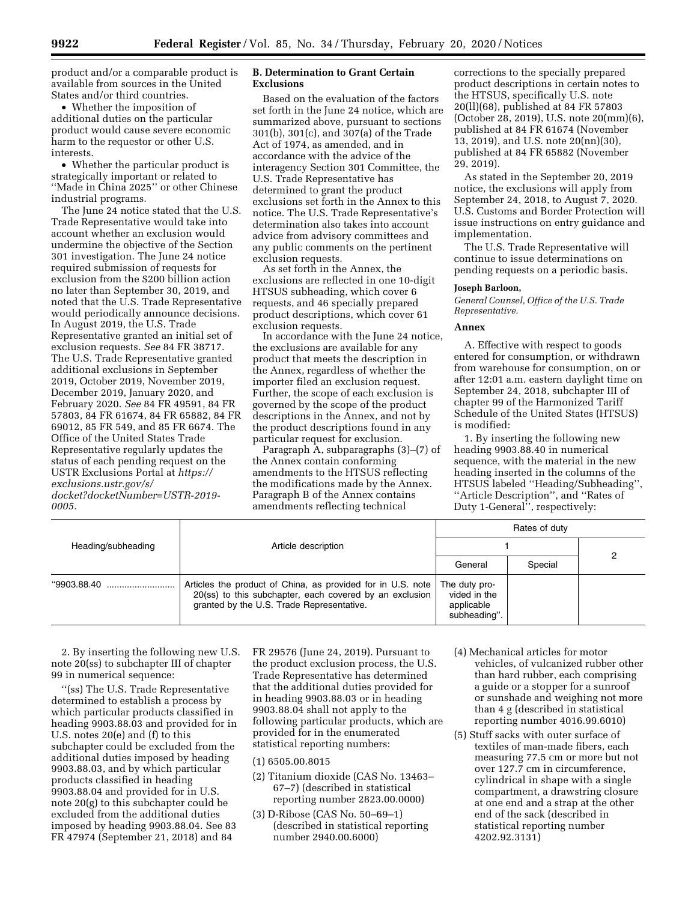product and/or a comparable product is available from sources in the United States and/or third countries.

- Whether the imposition of additional duties on the particular product would cause severe economic harm to the requestor or other U.S. interests.
- Whether the particular product is strategically important or related to ''Made in China 2025'' or other Chinese industrial programs.

The June 24 notice stated that the U.S. Trade Representative would take into account whether an exclusion would undermine the objective of the Section 301 investigation. The June 24 notice required submission of requests for exclusion from the $200 billion action no later than September 30, 2019, and noted that the U.S. Trade Representative would periodically announce decisions. In August 2019, the U.S. Trade Representative granted an initial set of exclusion requests. *See* 84 FR 38717. The U.S. Trade Representative granted additional exclusions in September 2019, October 2019, November 2019, December 2019, January 2020, and February 2020. *See* 84 FR 49591, 84 FR 57803, 84 FR 61674, 84 FR 65882, 84 FR 69012, 85 FR 549, and 85 FR 6674. The Office of the United States Trade Representative regularly updates the status of each pending request on the USTR Exclusions Portal at *https://exclusions.ustr.gov/s/docket?docketNumber=USTR-2019-0005.*

**B. Determination to Grant Certain Exclusions**

Based on the evaluation of the factors set forth in the June 24 notice, which are summarized above, pursuant to sections 301(b), 301(c), and 307(a) of the Trade Act of 1974, as amended, and in accordance with the advice of the interagency Section 301 Committee, the U.S. Trade Representative has determined to grant the product exclusions set forth in the Annex to this notice. The U.S. Trade Representative's determination also takes into account advice from advisory committees and any public comments on the pertinent exclusion requests.

As set forth in the Annex, the exclusions are reflected in one 10-digit HTSUS subheading, which cover 6 requests, and 46 specially prepared product descriptions, which cover 61 exclusion requests.

In accordance with the June 24 notice, the exclusions are available for any product that meets the description in the Annex, regardless of whether the importer filed an exclusion request. Further, the scope of each exclusion is governed by the scope of the product descriptions in the Annex, and not by the product descriptions found in any particular request for exclusion.

Paragraph A, subparagraphs (3)–(7) of the Annex contain conforming amendments to the HTSUS reflecting the modifications made by the Annex. Paragraph B of the Annex contains amendments reflecting technical corrections to the specially prepared product descriptions in certain notes to the HTSUS, specifically U.S. note 20(ll)(68), published at 84 FR 57803 (October 28, 2019), U.S. note 20(mm)(6), published at 84 FR 61674 (November 13, 2019), and U.S. note 20(nn)(30), published at 84 FR 65882 (November 29, 2019).

As stated in the September 20, 2019 notice, the exclusions will apply from September 24, 2018, to August 7, 2020. U.S. Customs and Border Protection will issue instructions on entry guidance and implementation.

The U.S. Trade Representative will continue to issue determinations on pending requests on a periodic basis.

**Joseph Barloon,**

*General Counsel, Office of the U.S. Trade Representative.*

**Annex**

A. Effective with respect to goods entered for consumption, or withdrawn from warehouse for consumption, on or after 12:01 a.m. eastern daylight time on September 24, 2018, subchapter III of chapter 99 of the Harmonized Tariff Schedule of the United States (HTSUS) is modified:

1. By inserting the following new heading 9903.88.40 in numerical sequence, with the material in the new heading inserted in the columns of the HTSUS labeled ''Heading/Subheading'', ''Article Description'', and ''Rates of Duty 1-General'', respectively:

| Heading/subheading | Article description | Rates of duty | | |
|---|---|---|---|---|
| | | 1 | | 2 |
| | | General | Special | |
| ''9903.88.40 .......................... | Articles the product of China, as provided for in U.S. note 20(ss) to this subchapter, each covered by an exclusion granted by the U.S. Trade Representative. | The duty provided in the applicable subheading''. | | |

2. By inserting the following new U.S. note 20(ss) to subchapter III of chapter 99 in numerical sequence:

''(ss) The U.S. Trade Representative determined to establish a process by which particular products classified in heading 9903.88.03 and provided for in U.S. notes 20(e) and (f) to this subchapter could be excluded from the additional duties imposed by heading 9903.88.03, and by which particular products classified in heading 9903.88.04 and provided for in U.S. note 20(g) to this subchapter could be excluded from the additional duties imposed by heading 9903.88.04. See 83 FR 47974 (September 21, 2018) and 84 FR 29576 (June 24, 2019). Pursuant to the product exclusion process, the U.S. Trade Representative has determined that the additional duties provided for in heading 9903.88.03 or in heading 9903.88.04 shall not apply to the following particular products, which are provided for in the enumerated statistical reporting numbers:

(1) 6505.00.8015

(2) Titanium dioxide (CAS No. 13463–67–7) (described in statistical reporting number 2823.00.0000)

(3) D-Ribose (CAS No. 50–69–1) (described in statistical reporting number 2940.00.6000)

(4) Mechanical articles for motor vehicles, of vulcanized rubber other than hard rubber, each comprising a guide or a stopper for a sunroof or sunshade and weighing not more than 4 g (described in statistical reporting number 4016.99.6010)

(5) Stuff sacks with outer surface of textiles of man-made fibers, each measuring 77.5 cm or more but not over 127.7 cm in circumference, cylindrical in shape with a single compartment, a drawstring closure at one end and a strap at the other end of the sack (described in statistical reporting number 4202.92.3131)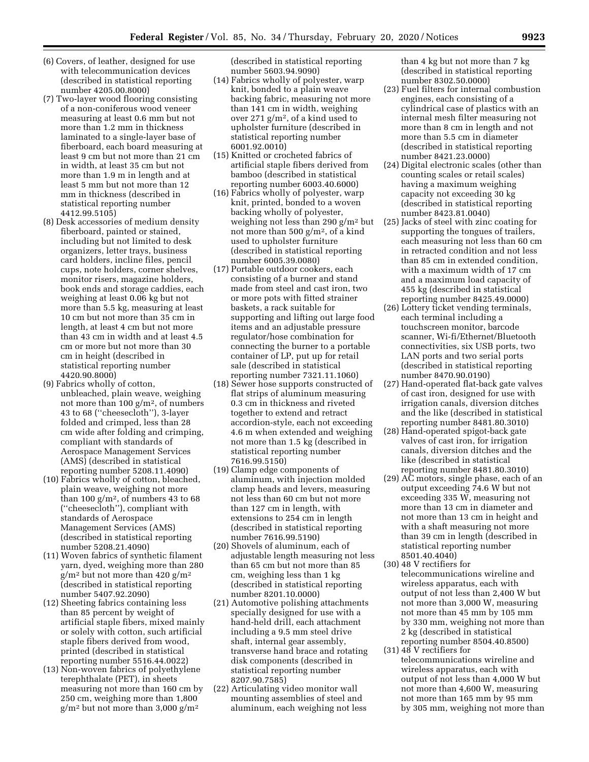(6) Covers, of leather, designed for use with telecommunication devices (described in statistical reporting number 4205.00.8000)

(7) Two-layer wood flooring consisting of a non-coniferous wood veneer measuring at least 0.6 mm but not more than 1.2 mm in thickness laminated to a single-layer base of fiberboard, each board measuring at least 9 cm but not more than 21 cm in width, at least 35 cm but not more than 1.9 m in length and at least 5 mm but not more than 12 mm in thickness (described in statistical reporting number 4412.99.5105)

(8) Desk accessories of medium density fiberboard, painted or stained, including but not limited to desk organizers, letter trays, business card holders, incline files, pencil cups, note holders, corner shelves, monitor risers, magazine holders, book ends and storage caddies, each weighing at least 0.06 kg but not more than 5.5 kg, measuring at least 10 cm but not more than 35 cm in length, at least 4 cm but not more than 43 cm in width and at least 4.5 cm or more but not more than 30 cm in height (described in statistical reporting number 4420.90.8000)

(9) Fabrics wholly of cotton, unbleached, plain weave, weighing not more than 100 g/m$^2$, of numbers 43 to 68 (''cheesecloth''), 3-layer folded and crimped, less than 28 cm wide after folding and crimping, compliant with standards of Aerospace Management Services (AMS) (described in statistical reporting number 5208.11.4090)

(10) Fabrics wholly of cotton, bleached, plain weave, weighing not more than 100 g/m$^2$, of numbers 43 to 68 (''cheesecloth''), compliant with standards of Aerospace Management Services (AMS) (described in statistical reporting number 5208.21.4090)

(11) Woven fabrics of synthetic filament yarn, dyed, weighing more than 280 g/m$^2$ but not more than 420 g/m$^2$ (described in statistical reporting number 5407.92.2090)

(12) Sheeting fabrics containing less than 85 percent by weight of artificial staple fibers, mixed mainly or solely with cotton, such artificial staple fibers derived from wood, printed (described in statistical reporting number 5516.44.0022)

(13) Non-woven fabrics of polyethylene terephthalate (PET), in sheets measuring not more than 160 cm by 250 cm, weighing more than 1,800 g/m$^2$ but not more than 3,000 g/m$^2$ (described in statistical reporting number 5603.94.9090)

(14) Fabrics wholly of polyester, warp knit, bonded to a plain weave backing fabric, measuring not more than 141 cm in width, weighing over 271 g/m$^2$, of a kind used to upholster furniture (described in statistical reporting number 6001.92.0010)

(15) Knitted or crocheted fabrics of artificial staple fibers derived from bamboo (described in statistical reporting number 6003.40.6000)

(16) Fabrics wholly of polyester, warp knit, printed, bonded to a woven backing wholly of polyester, weighing not less than 290 g/m$^2$ but not more than 500 g/m$^2$, of a kind used to upholster furniture (described in statistical reporting number 6005.39.0080)

(17) Portable outdoor cookers, each consisting of a burner and stand made from steel and cast iron, two or more pots with fitted strainer baskets, a rack suitable for supporting and lifting out large food items and an adjustable pressure regulator/hose combination for connecting the burner to a portable container of LP, put up for retail sale (described in statistical reporting number 7321.11.1060)

(18) Sewer hose supports constructed of flat strips of aluminum measuring 0.3 cm in thickness and riveted together to extend and retract accordion-style, each not exceeding 4.6 m when extended and weighing not more than 1.5 kg (described in statistical reporting number 7616.99.5150)

(19) Clamp edge components of aluminum, with injection molded clamp heads and levers, measuring not less than 60 cm but not more than 127 cm in length, with extensions to 254 cm in length (described in statistical reporting number 7616.99.5190)

(20) Shovels of aluminum, each of adjustable length measuring not less than 65 cm but not more than 85 cm, weighing less than 1 kg (described in statistical reporting number 8201.10.0000)

(21) Automotive polishing attachments specially designed for use with a hand-held drill, each attachment including a 9.5 mm steel drive shaft, internal gear assembly, transverse hand brace and rotating disk components (described in statistical reporting number 8207.90.7585)

(22) Articulating video monitor wall mounting assemblies of steel and aluminum, each weighing not less than 4 kg but not more than 7 kg (described in statistical reporting number 8302.50.0000)

(23) Fuel filters for internal combustion engines, each consisting of a cylindrical case of plastics with an internal mesh filter measuring not more than 8 cm in length and not more than 5.5 cm in diameter (described in statistical reporting number 8421.23.0000)

(24) Digital electronic scales (other than counting scales or retail scales) having a maximum weighing capacity not exceeding 30 kg (described in statistical reporting number 8423.81.0040)

(25) Jacks of steel with zinc coating for supporting the tongues of trailers, each measuring not less than 60 cm in retracted condition and not less than 85 cm in extended condition, with a maximum width of 17 cm and a maximum load capacity of 455 kg (described in statistical reporting number 8425.49.0000)

(26) Lottery ticket vending terminals, each terminal including a touchscreen monitor, barcode scanner, Wi-fi/Ethernet/Bluetooth connectivities, six USB ports, two LAN ports and two serial ports (described in statistical reporting number 8470.90.0190)

(27) Hand-operated flat-back gate valves of cast iron, designed for use with irrigation canals, diversion ditches and the like (described in statistical reporting number 8481.80.3010)

(28) Hand-operated spigot-back gate valves of cast iron, for irrigation canals, diversion ditches and the like (described in statistical reporting number 8481.80.3010)

(29) AC motors, single phase, each of an output exceeding 74.6 W but not exceeding 335 W, measuring not more than 13 cm in diameter and not more than 13 cm in height and with a shaft measuring not more than 39 cm in length (described in statistical reporting number 8501.40.4040)

(30) 48 V rectifiers for telecommunications wireline and wireless apparatus, each with output of not less than 2,400 W but not more than 3,000 W, measuring not more than 45 mm by 105 mm by 330 mm, weighing not more than 2 kg (described in statistical reporting number 8504.40.8500)

(31) 48 V rectifiers for telecommunications wireline and wireless apparatus, each with output of not less than 4,000 W but not more than 4,600 W, measuring not more than 165 mm by 95 mm by 305 mm, weighing not more than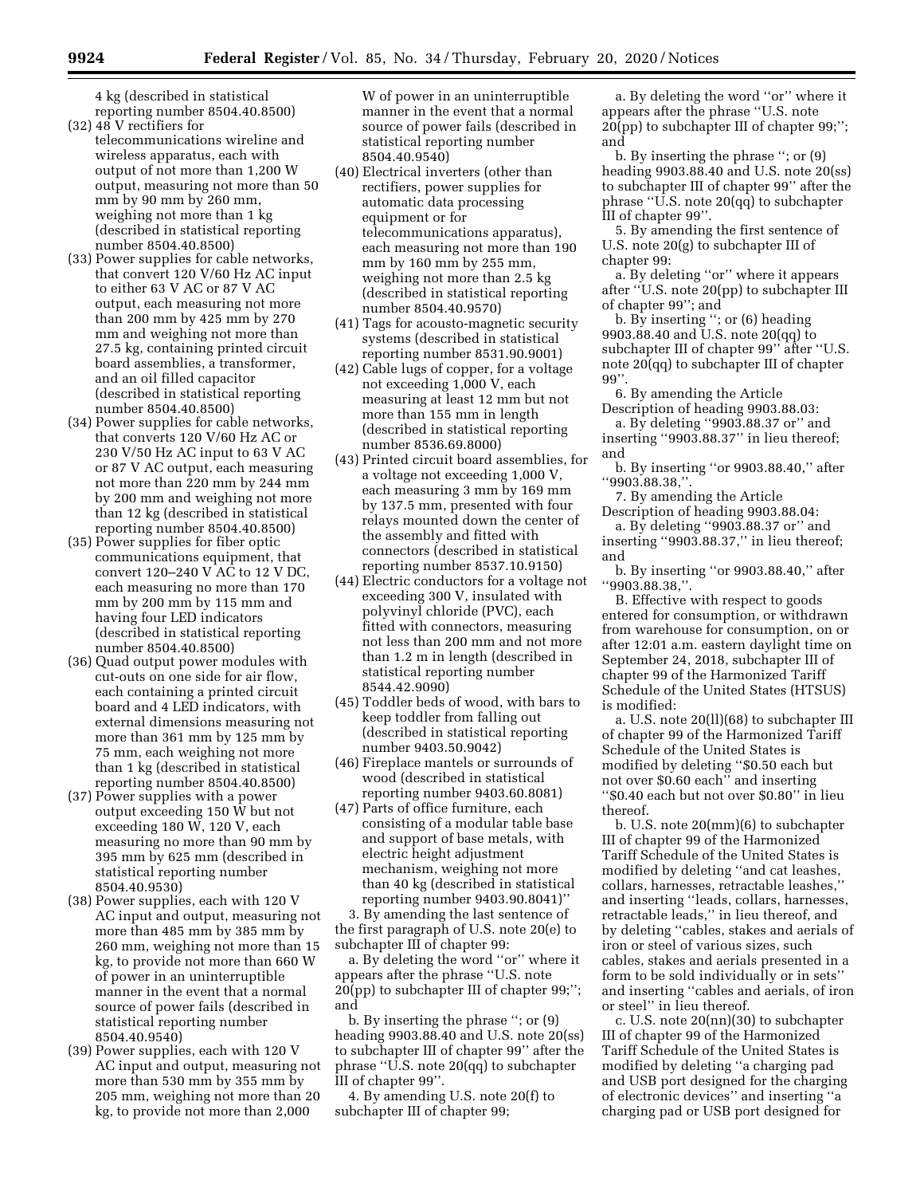4 kg (described in statistical reporting number 8504.40.8500)

(32) 48 V rectifiers for telecommunications wireline and wireless apparatus, each with output of not more than 1,200 W output, measuring not more than 50 mm by 90 mm by 260 mm, weighing not more than 1 kg (described in statistical reporting number 8504.40.8500)

(33) Power supplies for cable networks, that convert 120 V/60 Hz AC input to either 63 V AC or 87 V AC output, each measuring not more than 200 mm by 425 mm by 270 mm and weighing not more than 27.5 kg, containing printed circuit board assemblies, a transformer, and an oil filled capacitor (described in statistical reporting number 8504.40.8500)

(34) Power supplies for cable networks, that converts 120 V/60 Hz AC or 230 V/50 Hz AC input to 63 V AC or 87 V AC output, each measuring not more than 220 mm by 244 mm by 200 mm and weighing not more than 12 kg (described in statistical reporting number 8504.40.8500)

(35) Power supplies for fiber optic communications equipment, that convert 120–240 V AC to 12 V DC, each measuring no more than 170 mm by 200 mm by 115 mm and having four LED indicators (described in statistical reporting number 8504.40.8500)

(36) Quad output power modules with cut-outs on one side for air flow, each containing a printed circuit board and 4 LED indicators, with external dimensions measuring not more than 361 mm by 125 mm by 75 mm, each weighing not more than 1 kg (described in statistical reporting number 8504.40.8500)

(37) Power supplies with a power output exceeding 150 W but not exceeding 180 W, 120 V, each measuring no more than 90 mm by 395 mm by 625 mm (described in statistical reporting number 8504.40.9530)

(38) Power supplies, each with 120 V AC input and output, measuring not more than 485 mm by 385 mm by 260 mm, weighing not more than 15 kg, to provide not more than 660 W of power in an uninterruptible manner in the event that a normal source of power fails (described in statistical reporting number 8504.40.9540)

(39) Power supplies, each with 120 V AC input and output, measuring not more than 530 mm by 355 mm by 205 mm, weighing not more than 20 kg, to provide not more than 2,000 W of power in an uninterruptible manner in the event that a normal source of power fails (described in statistical reporting number 8504.40.9540)

(40) Electrical inverters (other than rectifiers, power supplies for automatic data processing equipment or for telecommunications apparatus), each measuring not more than 190 mm by 160 mm by 255 mm, weighing not more than 2.5 kg (described in statistical reporting number 8504.40.9570)

(41) Tags for acousto-magnetic security systems (described in statistical reporting number 8531.90.9001)

(42) Cable lugs of copper, for a voltage not exceeding 1,000 V, each measuring at least 12 mm but not more than 155 mm in length (described in statistical reporting number 8536.69.8000)

(43) Printed circuit board assemblies, for a voltage not exceeding 1,000 V, each measuring 3 mm by 169 mm by 137.5 mm, presented with four relays mounted down the center of the assembly and fitted with connectors (described in statistical reporting number 8537.10.9150)

(44) Electric conductors for a voltage not exceeding 300 V, insulated with polyvinyl chloride (PVC), each fitted with connectors, measuring not less than 200 mm and not more than 1.2 m in length (described in statistical reporting number 8544.42.9090)

(45) Toddler beds of wood, with bars to keep toddler from falling out (described in statistical reporting number 9403.50.9042)

(46) Fireplace mantels or surrounds of wood (described in statistical reporting number 9403.60.8081)

(47) Parts of office furniture, each consisting of a modular table base and support of base metals, with electric height adjustment mechanism, weighing not more than 40 kg (described in statistical reporting number 9403.90.8041)''

3. By amending the last sentence of the first paragraph of U.S. note 20(e) to subchapter III of chapter 99:

a. By deleting the word ''or'' where it appears after the phrase ''U.S. note 20(pp) to subchapter III of chapter 99;''; and

b. By inserting the phrase ''; or (9) heading 9903.88.40 and U.S. note 20(ss) to subchapter III of chapter 99'' after the phrase ''U.S. note 20(qq) to subchapter III of chapter 99''.

4. By amending U.S. note 20(f) to subchapter III of chapter 99;

a. By deleting the word ''or'' where it appears after the phrase ''U.S. note 20(pp) to subchapter III of chapter 99;''; and

b. By inserting the phrase ''; or (9) heading 9903.88.40 and U.S. note 20(ss) to subchapter III of chapter 99'' after the phrase ''U.S. note 20(qq) to subchapter III of chapter 99''.

5. By amending the first sentence of U.S. note 20(g) to subchapter III of chapter 99:

a. By deleting ''or'' where it appears after ''U.S. note 20(pp) to subchapter III of chapter 99''; and

b. By inserting ''; or (6) heading 9903.88.40 and U.S. note 20(qq) to subchapter III of chapter 99'' after ''U.S. note 20(qq) to subchapter III of chapter 99''.

6. By amending the Article Description of heading 9903.88.03:

a. By deleting ''9903.88.37 or'' and inserting ''9903.88.37'' in lieu thereof; and

b. By inserting ''or 9903.88.40,'' after ''9903.88.38,''.

7. By amending the Article Description of heading 9903.88.04:

a. By deleting ''9903.88.37 or'' and inserting ''9903.88.37,'' in lieu thereof; and

b. By inserting ''or 9903.88.40,'' after ''9903.88.38,''.

B. Effective with respect to goods entered for consumption, or withdrawn from warehouse for consumption, on or after 12:01 a.m. eastern daylight time on September 24, 2018, subchapter III of chapter 99 of the Harmonized Tariff Schedule of the United States (HTSUS) is modified:

a. U.S. note 20(ll)(68) to subchapter III of chapter 99 of the Harmonized Tariff Schedule of the United States is modified by deleting ''$0.50 each but not over $0.60 each'' and inserting ''$0.40 each but not over $0.80'' in lieu thereof.

b. U.S. note 20(mm)(6) to subchapter III of chapter 99 of the Harmonized Tariff Schedule of the United States is modified by deleting ''and cat leashes, collars, harnesses, retractable leashes,'' and inserting ''leads, collars, harnesses, retractable leads,'' in lieu thereof, and by deleting ''cables, stakes and aerials of iron or steel of various sizes, such cables, stakes and aerials presented in a form to be sold individually or in sets'' and inserting ''cables and aerials, of iron or steel'' in lieu thereof.

c. U.S. note 20(nn)(30) to subchapter III of chapter 99 of the Harmonized Tariff Schedule of the United States is modified by deleting ''a charging pad and USB port designed for the charging of electronic devices'' and inserting ''a charging pad or USB port designed for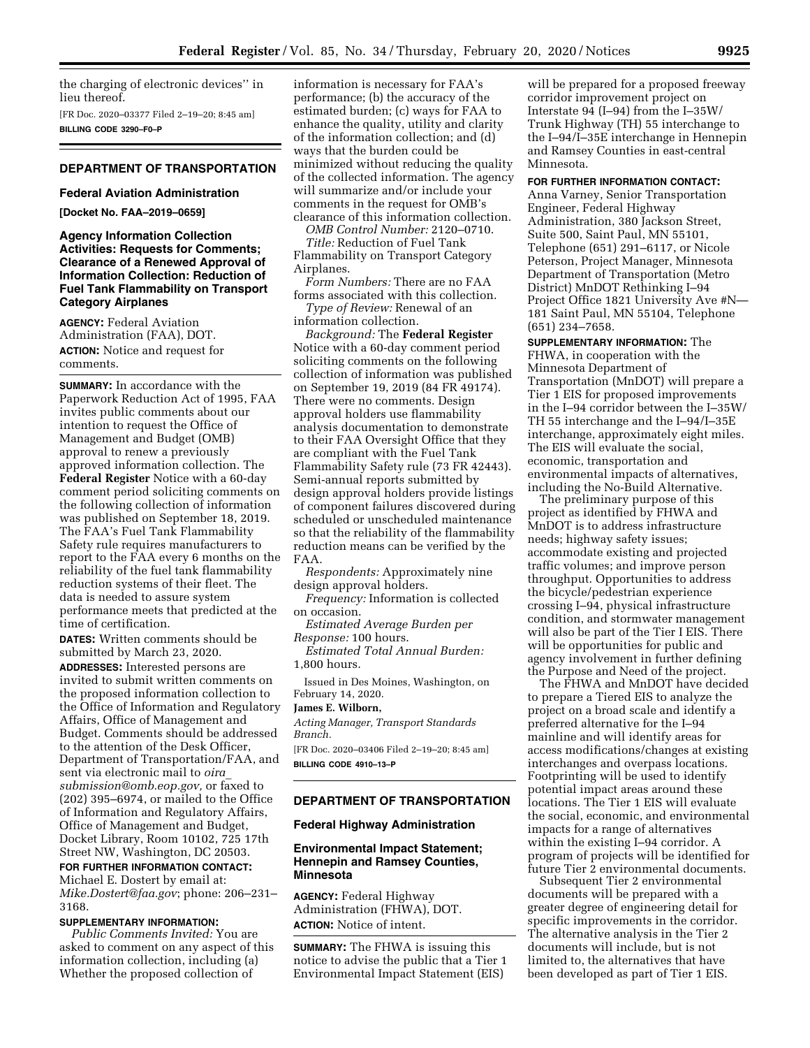the charging of electronic devices'' in lieu thereof.

[FR Doc. 2020–03377 Filed 2–19–20; 8:45 am]

**BILLING CODE 3290–F0–P**

## DEPARTMENT OF TRANSPORTATION

### Federal Aviation Administration

**[Docket No. FAA–2019–0659]**

### Agency Information Collection Activities: Requests for Comments; Clearance of a Renewed Approval of Information Collection: Reduction of Fuel Tank Flammability on Transport Category Airplanes

**AGENCY:** Federal Aviation Administration (FAA), DOT.

**ACTION:** Notice and request for comments.

**SUMMARY:** In accordance with the Paperwork Reduction Act of 1995, FAA invites public comments about our intention to request the Office of Management and Budget (OMB) approval to renew a previously approved information collection. The **Federal Register** Notice with a 60-day comment period soliciting comments on the following collection of information was published on September 18, 2019. The FAA's Fuel Tank Flammability Safety rule requires manufacturers to report to the FAA every 6 months on the reliability of the fuel tank flammability reduction systems of their fleet. The data is needed to assure system performance meets that predicted at the time of certification.

**DATES:** Written comments should be submitted by March 23, 2020.

**ADDRESSES:** Interested persons are invited to submit written comments on the proposed information collection to the Office of Information and Regulatory Affairs, Office of Management and Budget. Comments should be addressed to the attention of the Desk Officer, Department of Transportation/FAA, and sent via electronic mail to *oira_submission@omb.eop.gov,* or faxed to (202) 395–6974, or mailed to the Office of Information and Regulatory Affairs, Office of Management and Budget, Docket Library, Room 10102, 725 17th Street NW, Washington, DC 20503.

**FOR FURTHER INFORMATION CONTACT:** Michael E. Dostert by email at: *Mike.Dostert@faa.gov*; phone: 206–231–3168.

**SUPPLEMENTARY INFORMATION:**

*Public Comments Invited:* You are asked to comment on any aspect of this information collection, including (a) Whether the proposed collection of information is necessary for FAA's performance; (b) the accuracy of the estimated burden; (c) ways for FAA to enhance the quality, utility and clarity of the information collection; and (d) ways that the burden could be minimized without reducing the quality of the collected information. The agency will summarize and/or include your comments in the request for OMB's clearance of this information collection.

*OMB Control Number:* 2120–0710.

*Title:* Reduction of Fuel Tank Flammability on Transport Category Airplanes.

*Form Numbers:* There are no FAA forms associated with this collection.

*Type of Review:* Renewal of an information collection.

*Background:* The **Federal Register** Notice with a 60-day comment period soliciting comments on the following collection of information was published on September 19, 2019 (84 FR 49174). There were no comments. Design approval holders use flammability analysis documentation to demonstrate to their FAA Oversight Office that they are compliant with the Fuel Tank Flammability Safety rule (73 FR 42443). Semi-annual reports submitted by design approval holders provide listings of component failures discovered during scheduled or unscheduled maintenance so that the reliability of the flammability reduction means can be verified by the FAA.

*Respondents:* Approximately nine design approval holders.

*Frequency:* Information is collected on occasion.

*Estimated Average Burden per Response:* 100 hours.

*Estimated Total Annual Burden:* 1,800 hours.

Issued in Des Moines, Washington, on February 14, 2020.

**James E. Wilborn,**

*Acting Manager, Transport Standards Branch.*

[FR Doc. 2020–03406 Filed 2–19–20; 8:45 am]

**BILLING CODE 4910–13–P**

## DEPARTMENT OF TRANSPORTATION

### Federal Highway Administration

### Environmental Impact Statement; Hennepin and Ramsey Counties, Minnesota

**AGENCY:** Federal Highway Administration (FHWA), DOT.

**ACTION:** Notice of intent.

**SUMMARY:** The FHWA is issuing this notice to advise the public that a Tier 1 Environmental Impact Statement (EIS) will be prepared for a proposed freeway corridor improvement project on Interstate 94 (I–94) from the I–35W/Trunk Highway (TH) 55 interchange to the I–94/I–35E interchange in Hennepin and Ramsey Counties in east-central Minnesota.

**FOR FURTHER INFORMATION CONTACT:** Anna Varney, Senior Transportation Engineer, Federal Highway Administration, 380 Jackson Street, Suite 500, Saint Paul, MN 55101, Telephone (651) 291–6117, or Nicole Peterson, Project Manager, Minnesota Department of Transportation (Metro District) MnDOT Rethinking I–94 Project Office 1821 University Ave #N—181 Saint Paul, MN 55104, Telephone (651) 234–7658.

**SUPPLEMENTARY INFORMATION:** The FHWA, in cooperation with the Minnesota Department of Transportation (MnDOT) will prepare a Tier 1 EIS for proposed improvements in the I–94 corridor between the I–35W/TH 55 interchange and the I–94/I–35E interchange, approximately eight miles. The EIS will evaluate the social, economic, transportation and environmental impacts of alternatives, including the No-Build Alternative.

The preliminary purpose of this project as identified by FHWA and MnDOT is to address infrastructure needs; highway safety issues; accommodate existing and projected traffic volumes; and improve person throughput. Opportunities to address the bicycle/pedestrian experience crossing I–94, physical infrastructure condition, and stormwater management will also be part of the Tier I EIS. There will be opportunities for public and agency involvement in further defining the Purpose and Need of the project.

The FHWA and MnDOT have decided to prepare a Tiered EIS to analyze the project on a broad scale and identify a preferred alternative for the I–94 mainline and will identify areas for access modifications/changes at existing interchanges and overpass locations. Footprinting will be used to identify potential impact areas around these locations. The Tier 1 EIS will evaluate the social, economic, and environmental impacts for a range of alternatives within the existing I–94 corridor. A program of projects will be identified for future Tier 2 environmental documents.

Subsequent Tier 2 environmental documents will be prepared with a greater degree of engineering detail for specific improvements in the corridor. The alternative analysis in the Tier 2 documents will include, but is not limited to, the alternatives that have been developed as part of Tier 1 EIS.